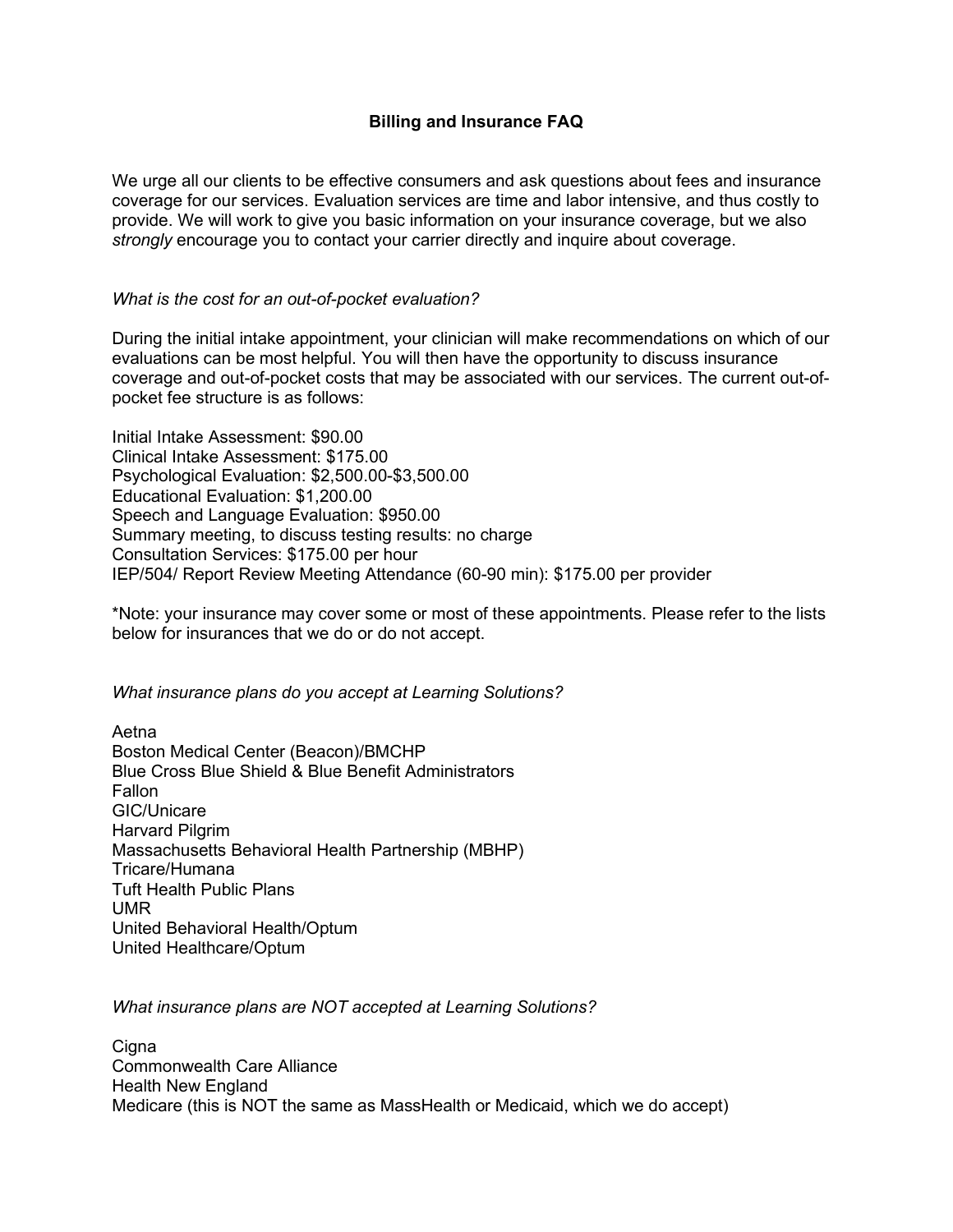## Billing and Insurance FAQ

We urge all our clients to be effective consumers and ask questions about fees and insurance coverage for our services. Evaluation services are time and labor intensive, and thus costly to provide. We will work to give you basic information on your insurance coverage, but we also *strongly* encourage you to contact your carrier directly and inquire about coverage.

*What is the cost for an out-of-pocket evaluation?*

During the initial intake appointment, your clinician will make recommendations on which of our evaluations can be most helpful. You will then have the opportunity to discuss insurance coverage and out-of-pocket costs that may be associated with our services. The current out-of-pocket fee structure is as follows:

Initial Intake Assessment: $90.00
Clinical Intake Assessment: $175.00
Psychological Evaluation: $2,500.00-$3,500.00
Educational Evaluation: $1,200.00
Speech and Language Evaluation: $950.00
Summary meeting, to discuss testing results: no charge
Consultation Services: $175.00 per hour
IEP/504/ Report Review Meeting Attendance (60-90 min): $175.00 per provider

*Note: your insurance may cover some or most of these appointments. Please refer to the lists below for insurances that we do or do not accept.

*What insurance plans do you accept at Learning Solutions?*

Aetna
Boston Medical Center (Beacon)/BMCHP
Blue Cross Blue Shield & Blue Benefit Administrators
Fallon
GIC/Unicare
Harvard Pilgrim
Massachusetts Behavioral Health Partnership (MBHP)
Tricare/Humana
Tuft Health Public Plans
UMR
United Behavioral Health/Optum
United Healthcare/Optum

*What insurance plans are NOT accepted at Learning Solutions?*

Cigna
Commonwealth Care Alliance
Health New England
Medicare (this is NOT the same as MassHealth or Medicaid, which we do accept)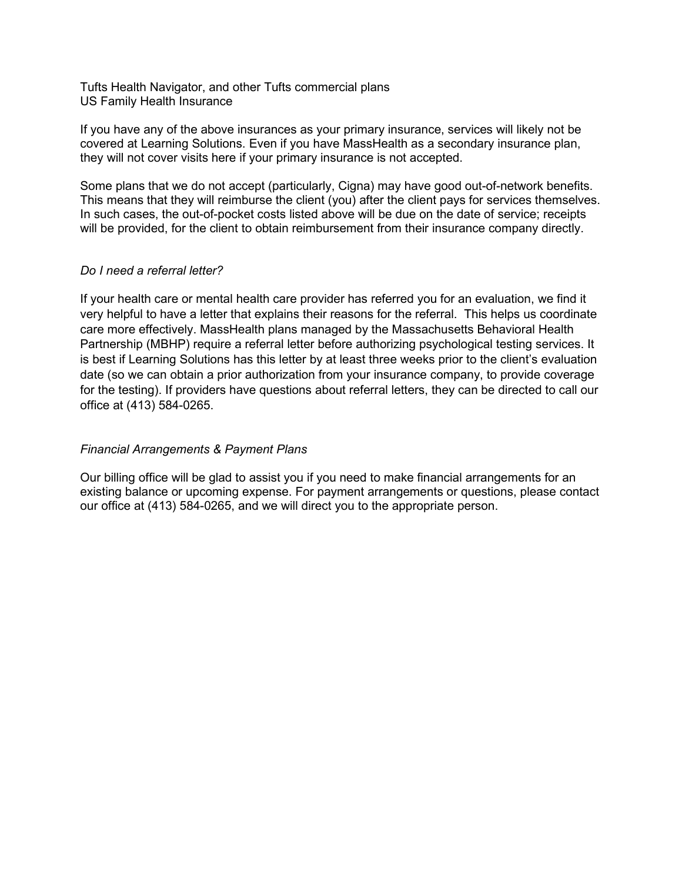Tufts Health Navigator, and other Tufts commercial plans
US Family Health Insurance

If you have any of the above insurances as your primary insurance, services will likely not be covered at Learning Solutions. Even if you have MassHealth as a secondary insurance plan, they will not cover visits here if your primary insurance is not accepted.

Some plans that we do not accept (particularly, Cigna) may have good out-of-network benefits. This means that they will reimburse the client (you) after the client pays for services themselves. In such cases, the out-of-pocket costs listed above will be due on the date of service; receipts will be provided, for the client to obtain reimbursement from their insurance company directly.

*Do I need a referral letter?*

If your health care or mental health care provider has referred you for an evaluation, we find it very helpful to have a letter that explains their reasons for the referral. This helps us coordinate care more effectively. MassHealth plans managed by the Massachusetts Behavioral Health Partnership (MBHP) require a referral letter before authorizing psychological testing services. It is best if Learning Solutions has this letter by at least three weeks prior to the client's evaluation date (so we can obtain a prior authorization from your insurance company, to provide coverage for the testing). If providers have questions about referral letters, they can be directed to call our office at (413) 584-0265.

*Financial Arrangements & Payment Plans*

Our billing office will be glad to assist you if you need to make financial arrangements for an existing balance or upcoming expense. For payment arrangements or questions, please contact our office at (413) 584-0265, and we will direct you to the appropriate person.